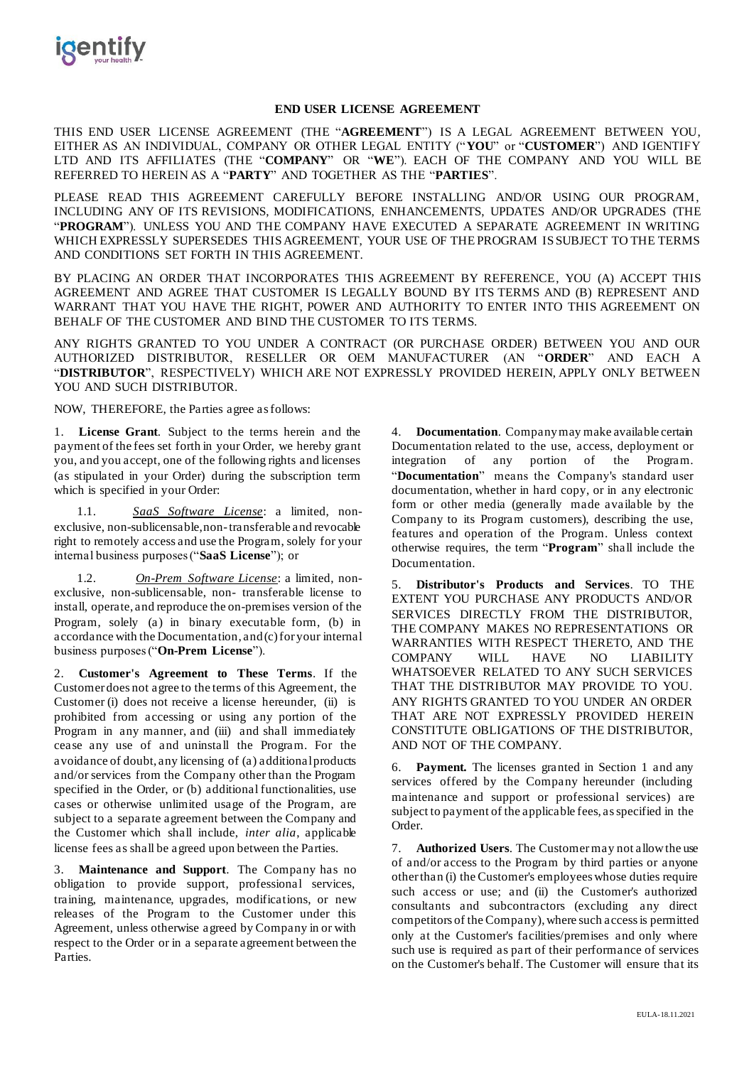# END USER LICENSE AGREEMENT

THIS END USER LICENSE AGREEMENT (THE "**AGREEMENT**") IS A LEGAL AGREEMENT BETWEEN YOU, EITHER AS AN INDIVIDUAL, COMPANY OR OTHER LEGAL ENTITY ("**YOU**" or "**CUSTOMER**") AND IGENTIFY LTD AND ITS AFFILIATES (THE "**COMPANY**" OR "**WE**"). EACH OF THE COMPANY AND YOU WILL BE REFERRED TO HEREIN AS A "**PARTY**" AND TOGETHER AS THE "**PARTIES**".

PLEASE READ THIS AGREEMENT CAREFULLY BEFORE INSTALLING AND/OR USING OUR PROGRAM, INCLUDING ANY OF ITS REVISIONS, MODIFICATIONS, ENHANCEMENTS, UPDATES AND/OR UPGRADES (THE "**PROGRAM**"). UNLESS YOU AND THE COMPANY HAVE EXECUTED A SEPARATE AGREEMENT IN WRITING WHICH EXPRESSLY SUPERSEDES THIS AGREEMENT, YOUR USE OF THE PROGRAM IS SUBJECT TO THE TERMS AND CONDITIONS SET FORTH IN THIS AGREEMENT.

BY PLACING AN ORDER THAT INCORPORATES THIS AGREEMENT BY REFERENCE, YOU (A) ACCEPT THIS AGREEMENT AND AGREE THAT CUSTOMER IS LEGALLY BOUND BY ITS TERMS AND (B) REPRESENT AND WARRANT THAT YOU HAVE THE RIGHT, POWER AND AUTHORITY TO ENTER INTO THIS AGREEMENT ON BEHALF OF THE CUSTOMER AND BIND THE CUSTOMER TO ITS TERMS.

ANY RIGHTS GRANTED TO YOU UNDER A CONTRACT (OR PURCHASE ORDER) BETWEEN YOU AND OUR AUTHORIZED DISTRIBUTOR, RESELLER OR OEM MANUFACTURER (AN "**ORDER**" AND EACH A "**DISTRIBUTOR**", RESPECTIVELY) WHICH ARE NOT EXPRESSLY PROVIDED HEREIN, APPLY ONLY BETWEEN YOU AND SUCH DISTRIBUTOR.

NOW, THEREFORE, the Parties agree as follows:

1. **License Grant**. Subject to the terms herein and the payment of the fees set forth in your Order, we hereby grant you, and you accept, one of the following rights and licenses (as stipulated in your Order) during the subscription term which is specified in your Order:

   1.1. *SaaS Software License*: a limited, non-exclusive, non-sublicensable, non-transferable and revocable right to remotely access and use the Program, solely for your internal business purposes ("**SaaS License**"); or

   1.2. *On-Prem Software License*: a limited, non-exclusive, non-sublicensable, non- transferable license to install, operate, and reproduce the on-premises version of the Program, solely (a) in binary executable form, (b) in accordance with the Documentation, and (c) for your internal business purposes ("**On-Prem License**").

2. **Customer's Agreement to These Terms**. If the Customer does not agree to the terms of this Agreement, the Customer (i) does not receive a license hereunder, (ii) is prohibited from accessing or using any portion of the Program in any manner, and (iii) and shall immediately cease any use of and uninstall the Program. For the avoidance of doubt, any licensing of (a) additional products and/or services from the Company other than the Program specified in the Order, or (b) additional functionalities, use cases or otherwise unlimited usage of the Program, are subject to a separate agreement between the Company and the Customer which shall include, *inter alia*, applicable license fees as shall be agreed upon between the Parties.

3. **Maintenance and Support**. The Company has no obligation to provide support, professional services, training, maintenance, upgrades, modifications, or new releases of the Program to the Customer under this Agreement, unless otherwise agreed by Company in or with respect to the Order or in a separate agreement between the Parties.

4. **Documentation**. Company may make available certain Documentation related to the use, access, deployment or integration of any portion of the Program. "**Documentation**" means the Company's standard user documentation, whether in hard copy, or in any electronic form or other media (generally made available by the Company to its Program customers), describing the use, features and operation of the Program. Unless context otherwise requires, the term "**Program**" shall include the Documentation.

5. **Distributor's Products and Services**. TO THE EXTENT YOU PURCHASE ANY PRODUCTS AND/OR SERVICES DIRECTLY FROM THE DISTRIBUTOR, THE COMPANY MAKES NO REPRESENTATIONS OR WARRANTIES WITH RESPECT THERETO, AND THE COMPANY WILL HAVE NO LIABILITY WHATSOEVER RELATED TO ANY SUCH SERVICES THAT THE DISTRIBUTOR MAY PROVIDE TO YOU. ANY RIGHTS GRANTED TO YOU UNDER AN ORDER THAT ARE NOT EXPRESSLY PROVIDED HEREIN CONSTITUTE OBLIGATIONS OF THE DISTRIBUTOR, AND NOT OF THE COMPANY.

6. **Payment.** The licenses granted in Section 1 and any services offered by the Company hereunder (including maintenance and support or professional services) are subject to payment of the applicable fees, as specified in the Order.

7. **Authorized Users**. The Customer may not allow the use of and/or access to the Program by third parties or anyone other than (i) the Customer's employees whose duties require such access or use; and (ii) the Customer's authorized consultants and subcontractors (excluding any direct competitors of the Company), where such access is permitted only at the Customer's facilities/premises and only where such use is required as part of their performance of services on the Customer's behalf. The Customer will ensure that its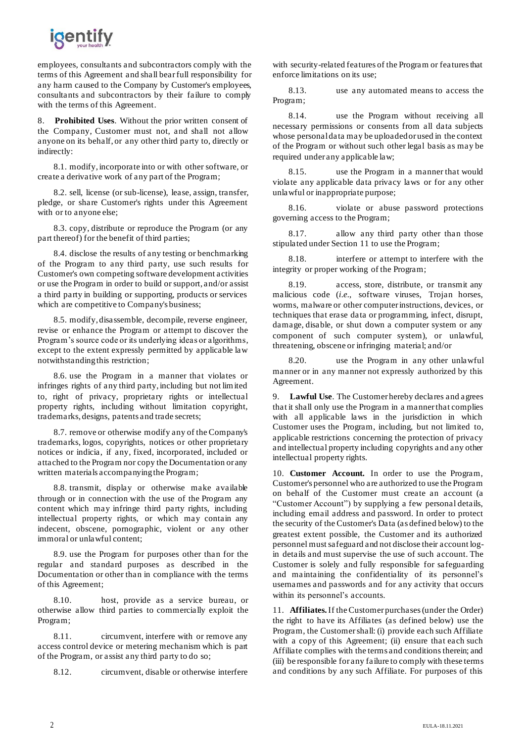employees, consultants and subcontractors comply with the terms of this Agreement and shall bear full responsibility for any harm caused to the Company by Customer's employees, consultants and subcontractors by their failure to comply with the terms of this Agreement.

8. **Prohibited Uses**. Without the prior written consent of the Company, Customer must not, and shall not allow anyone on its behalf, or any other third party to, directly or indirectly:

8.1. modify, incorporate into or with other software, or create a derivative work of any part of the Program;

8.2. sell, license (or sub-license), lease, assign, transfer, pledge, or share Customer's rights under this Agreement with or to anyone else;

8.3. copy, distribute or reproduce the Program (or any part thereof) for the benefit of third parties;

8.4. disclose the results of any testing or benchmarking of the Program to any third party, use such results for Customer's own competing software development activities or use the Program in order to build or support, and/or assist a third party in building or supporting, products or services which are competitive to Company's business;

8.5. modify, disassemble, decompile, reverse engineer, revise or enhance the Program or attempt to discover the Program's source code or its underlying ideas or algorithms, except to the extent expressly permitted by applicable law notwithstanding this restriction;

8.6. use the Program in a manner that violates or infringes rights of any third party, including but not limited to, right of privacy, proprietary rights or intellectual property rights, including without limitation copyright, trademarks, designs, patents and trade secrets;

8.7. remove or otherwise modify any of the Company's trademarks, logos, copyrights, notices or other proprietary notices or indicia, if any, fixed, incorporated, included or attached to the Program nor copy the Documentation or any written materials accompanying the Program;

8.8. transmit, display or otherwise make available through or in connection with the use of the Program any content which may infringe third party rights, including intellectual property rights, or which may contain any indecent, obscene, pornographic, violent or any other immoral or unlawful content;

8.9. use the Program for purposes other than for the regular and standard purposes as described in the Documentation or other than in compliance with the terms of this Agreement;

8.10. host, provide as a service bureau, or otherwise allow third parties to commercially exploit the Program;

8.11. circumvent, interfere with or remove any access control device or metering mechanism which is part of the Program, or assist any third party to do so;

8.12. circumvent, disable or otherwise interfere with security-related features of the Program or features that enforce limitations on its use;

8.13. use any automated means to access the Program;

8.14. use the Program without receiving all necessary permissions or consents from all data subjects whose personal data may be uploaded or used in the context of the Program or without such other legal basis as may be required under any applicable law;

8.15. use the Program in a manner that would violate any applicable data privacy laws or for any other unlawful or inappropriate purpose;

8.16. violate or abuse password protections governing access to the Program;

8.17. allow any third party other than those stipulated under Section 11 to use the Program;

8.18. interfere or attempt to interfere with the integrity or proper working of the Program;

8.19. access, store, distribute, or transmit any malicious code (*i.e.*, software viruses, Trojan horses, worms, malware or other computer instructions, devices, or techniques that erase data or programming, infect, disrupt, damage, disable, or shut down a computer system or any component of such computer system), or unlawful, threatening, obscene or infringing material; and/or

8.20. use the Program in any other unlawful manner or in any manner not expressly authorized by this Agreement.

9. **Lawful Use**. The Customer hereby declares and agrees that it shall only use the Program in a manner that complies with all applicable laws in the jurisdiction in which Customer uses the Program, including, but not limited to, applicable restrictions concerning the protection of privacy and intellectual property including copyrights and any other intellectual property rights.

10. **Customer Account.** In order to use the Program, Customer's personnel who are authorized to use the Program on behalf of the Customer must create an account (a "Customer Account") by supplying a few personal details, including email address and password. In order to protect the security of the Customer's Data (as defined below) to the greatest extent possible, the Customer and its authorized personnel must safeguard and not disclose their account log-in details and must supervise the use of such account. The Customer is solely and fully responsible for safeguarding and maintaining the confidentiality of its personnel's usernames and passwords and for any activity that occurs within its personnel's accounts.

11. **Affiliates.** If the Customer purchases (under the Order) the right to have its Affiliates (as defined below) use the Program, the Customer shall: (i) provide each such Affiliate with a copy of this Agreement; (ii) ensure that each such Affiliate complies with the terms and conditions therein; and (iii) be responsible for any failure to comply with these terms and conditions by any such Affiliate. For purposes of this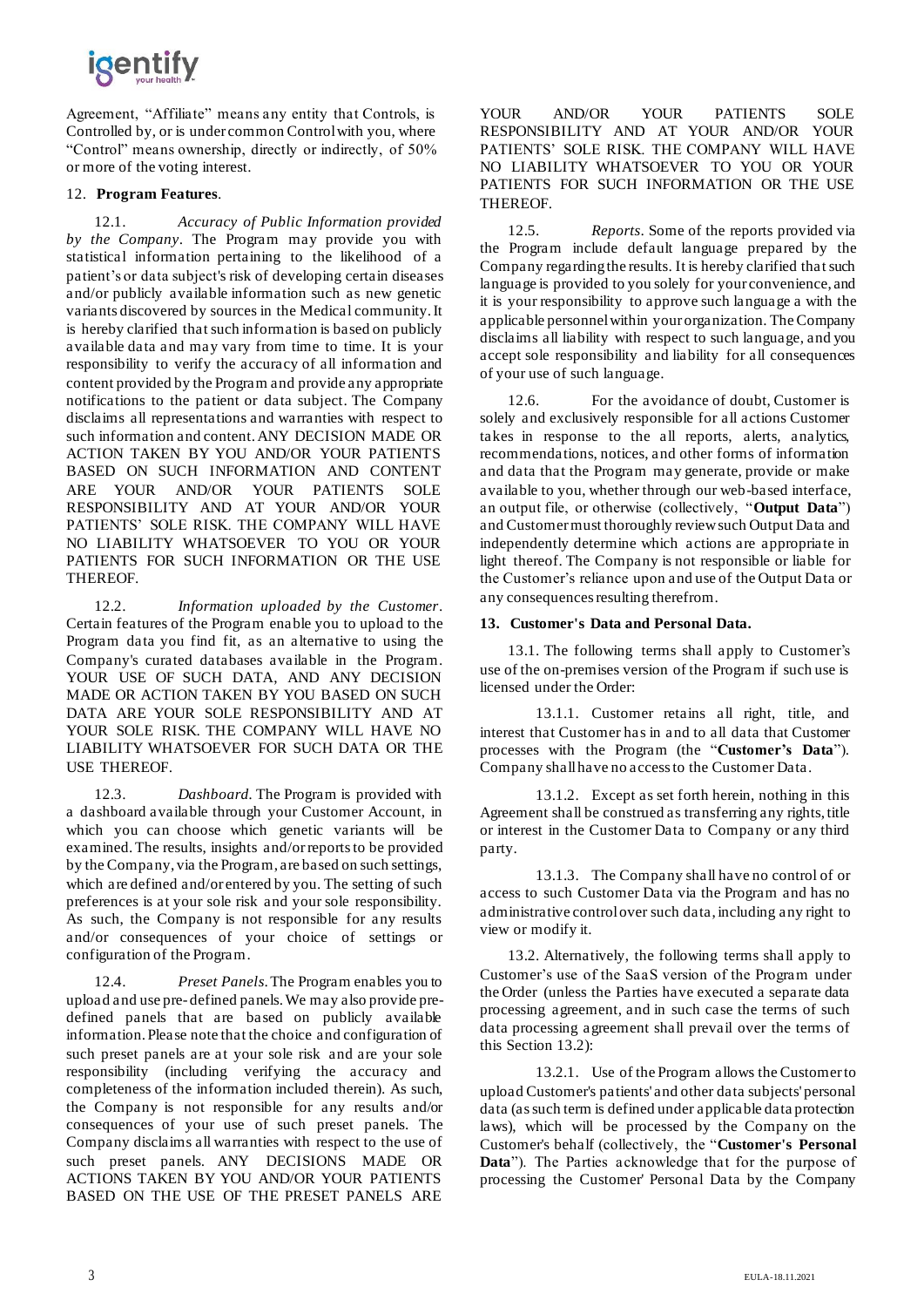Agreement, "Affiliate" means any entity that Controls, is Controlled by, or is under common Control with you, where "Control" means ownership, directly or indirectly, of 50% or more of the voting interest.

12. **Program Features**.

12.1. *Accuracy of Public Information provided by the Company*. The Program may provide you with statistical information pertaining to the likelihood of a patient's or data subject's risk of developing certain diseases and/or publicly available information such as new genetic variants discovered by sources in the Medical community. It is hereby clarified that such information is based on publicly available data and may vary from time to time. It is your responsibility to verify the accuracy of all information and content provided by the Program and provide any appropriate notifications to the patient or data subject. The Company disclaims all representations and warranties with respect to such information and content. ANY DECISION MADE OR ACTION TAKEN BY YOU AND/OR YOUR PATIENTS BASED ON SUCH INFORMATION AND CONTENT ARE YOUR AND/OR YOUR PATIENTS SOLE RESPONSIBILITY AND AT YOUR AND/OR YOUR PATIENTS' SOLE RISK. THE COMPANY WILL HAVE NO LIABILITY WHATSOEVER TO YOU OR YOUR PATIENTS FOR SUCH INFORMATION OR THE USE THEREOF.

12.2. *Information uploaded by the Customer*. Certain features of the Program enable you to upload to the Program data you find fit, as an alternative to using the Company's curated databases available in the Program. YOUR USE OF SUCH DATA, AND ANY DECISION MADE OR ACTION TAKEN BY YOU BASED ON SUCH DATA ARE YOUR SOLE RESPONSIBILITY AND AT YOUR SOLE RISK. THE COMPANY WILL HAVE NO LIABILITY WHATSOEVER FOR SUCH DATA OR THE USE THEREOF.

12.3. *Dashboard*. The Program is provided with a dashboard available through your Customer Account, in which you can choose which genetic variants will be examined. The results, insights and/or reports to be provided by the Company, via the Program, are based on such settings, which are defined and/or entered by you. The setting of such preferences is at your sole risk and your sole responsibility. As such, the Company is not responsible for any results and/or consequences of your choice of settings or configuration of the Program.

12.4. *Preset Panels*. The Program enables you to upload and use pre-defined panels. We may also provide pre-defined panels that are based on publicly available information. Please note that the choice and configuration of such preset panels are at your sole risk and are your sole responsibility (including verifying the accuracy and completeness of the information included therein). As such, the Company is not responsible for any results and/or consequences of your use of such preset panels. The Company disclaims all warranties with respect to the use of such preset panels. ANY DECISIONS MADE OR ACTIONS TAKEN BY YOU AND/OR YOUR PATIENTS BASED ON THE USE OF THE PRESET PANELS ARE YOUR AND/OR YOUR PATIENTS SOLE RESPONSIBILITY AND AT YOUR AND/OR YOUR PATIENTS' SOLE RISK. THE COMPANY WILL HAVE NO LIABILITY WHATSOEVER TO YOU OR YOUR PATIENTS FOR SUCH INFORMATION OR THE USE THEREOF.

12.5. *Reports*. Some of the reports provided via the Program include default language prepared by the Company regarding the results. It is hereby clarified that such language is provided to you solely for your convenience, and it is your responsibility to approve such language a with the applicable personnel within your organization. The Company disclaims all liability with respect to such language, and you accept sole responsibility and liability for all consequences of your use of such language.

12.6. For the avoidance of doubt, Customer is solely and exclusively responsible for all actions Customer takes in response to the all reports, alerts, analytics, recommendations, notices, and other forms of information and data that the Program may generate, provide or make available to you, whether through our web-based interface, an output file, or otherwise (collectively, "**Output Data**") and Customer must thoroughly review such Output Data and independently determine which actions are appropriate in light thereof. The Company is not responsible or liable for the Customer's reliance upon and use of the Output Data or any consequences resulting therefrom.

**13. Customer's Data and Personal Data.**

13.1. The following terms shall apply to Customer's use of the on-premises version of the Program if such use is licensed under the Order:

13.1.1. Customer retains all right, title, and interest that Customer has in and to all data that Customer processes with the Program (the "**Customer's Data**"). Company shall have no access to the Customer Data.

13.1.2. Except as set forth herein, nothing in this Agreement shall be construed as transferring any rights, title or interest in the Customer Data to Company or any third party.

13.1.3. The Company shall have no control of or access to such Customer Data via the Program and has no administrative control over such data, including any right to view or modify it.

13.2. Alternatively, the following terms shall apply to Customer's use of the SaaS version of the Program under the Order (unless the Parties have executed a separate data processing agreement, and in such case the terms of such data processing agreement shall prevail over the terms of this Section 13.2):

13.2.1. Use of the Program allows the Customer to upload Customer's patients' and other data subjects' personal data (as such term is defined under applicable data protection laws), which will be processed by the Company on the Customer's behalf (collectively, the "**Customer's Personal Data**"). The Parties acknowledge that for the purpose of processing the Customer' Personal Data by the Company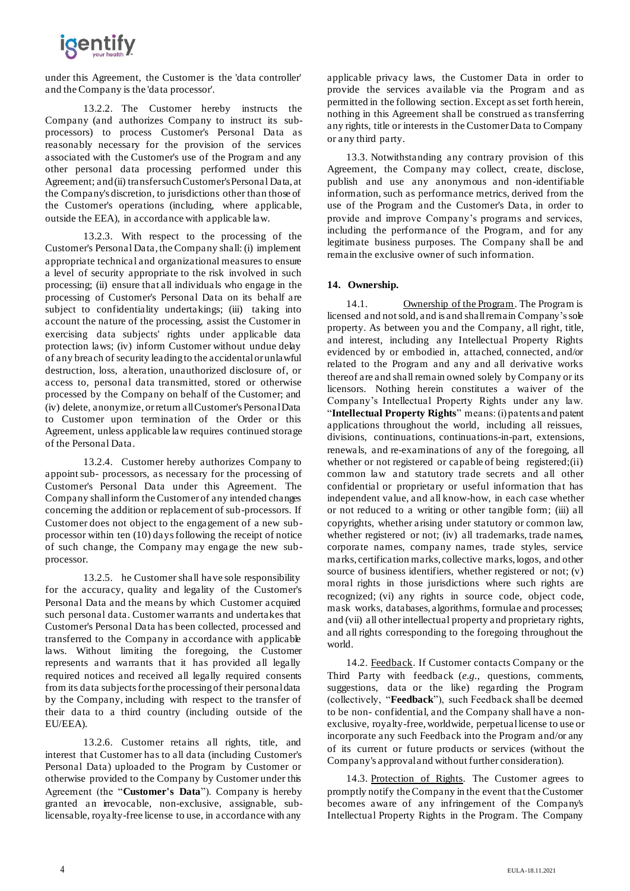under this Agreement, the Customer is the 'data controller' and the Company is the 'data processor'.

13.2.2. The Customer hereby instructs the Company (and authorizes Company to instruct its sub-processors) to process Customer's Personal Data as reasonably necessary for the provision of the services associated with the Customer's use of the Program and any other personal data processing performed under this Agreement; and (ii) transfer such Customer's Personal Data, at the Company's discretion, to jurisdictions other than those of the Customer's operations (including, where applicable, outside the EEA), in accordance with applicable law.

13.2.3. With respect to the processing of the Customer's Personal Data, the Company shall: (i) implement appropriate technical and organizational measures to ensure a level of security appropriate to the risk involved in such processing; (ii) ensure that all individuals who engage in the processing of Customer's Personal Data on its behalf are subject to confidentiality undertakings; (iii) taking into account the nature of the processing, assist the Customer in exercising data subjects' rights under applicable data protection laws; (iv) inform Customer without undue delay of any breach of security leading to the accidental or unlawful destruction, loss, alteration, unauthorized disclosure of, or access to, personal data transmitted, stored or otherwise processed by the Company on behalf of the Customer; and (iv) delete, anonymize, or return all Customer's Personal Data to Customer upon termination of the Order or this Agreement, unless applicable law requires continued storage of the Personal Data.

13.2.4. Customer hereby authorizes Company to appoint sub- processors, as necessary for the processing of Customer's Personal Data under this Agreement. The Company shall inform the Customer of any intended changes concerning the addition or replacement of sub-processors. If Customer does not object to the engagement of a new sub-processor within ten (10) days following the receipt of notice of such change, the Company may engage the new sub-processor.

13.2.5. he Customer shall have sole responsibility for the accuracy, quality and legality of the Customer's Personal Data and the means by which Customer acquired such personal data. Customer warrants and undertakes that Customer's Personal Data has been collected, processed and transferred to the Company in accordance with applicable laws. Without limiting the foregoing, the Customer represents and warrants that it has provided all legally required notices and received all legally required consents from its data subjects for the processing of their personal data by the Company, including with respect to the transfer of their data to a third country (including outside of the EU/EEA).

13.2.6. Customer retains all rights, title, and interest that Customer has to all data (including Customer's Personal Data) uploaded to the Program by Customer or otherwise provided to the Company by Customer under this Agreement (the "**Customer's Data**"). Company is hereby granted an irrevocable, non-exclusive, assignable, sub-licensable, royalty-free license to use, in accordance with any applicable privacy laws, the Customer Data in order to provide the services available via the Program and as permitted in the following section. Except as set forth herein, nothing in this Agreement shall be construed as transferring any rights, title or interests in the Customer Data to Company or any third party.

13.3. Notwithstanding any contrary provision of this Agreement, the Company may collect, create, disclose, publish and use any anonymous and non-identifiable information, such as performance metrics, derived from the use of the Program and the Customer's Data, in order to provide and improve Company's programs and services, including the performance of the Program, and for any legitimate business purposes. The Company shall be and remain the exclusive owner of such information.

## 14. Ownership.

14.1. Ownership of the Program. The Program is licensed and not sold, and is and shall remain Company's sole property. As between you and the Company, all right, title, and interest, including any Intellectual Property Rights evidenced by or embodied in, attached, connected, and/or related to the Program and any and all derivative works thereof are and shall remain owned solely by Company or its licensors. Nothing herein constitutes a waiver of the Company's Intellectual Property Rights under any law. "**Intellectual Property Rights**" means: (i) patents and patent applications throughout the world, including all reissues, divisions, continuations, continuations-in-part, extensions, renewals, and re-examinations of any of the foregoing, all whether or not registered or capable of being registered;(ii) common law and statutory trade secrets and all other confidential or proprietary or useful information that has independent value, and all know-how, in each case whether or not reduced to a writing or other tangible form; (iii) all copyrights, whether arising under statutory or common law, whether registered or not; (iv) all trademarks, trade names, corporate names, company names, trade styles, service marks, certification marks, collective marks, logos, and other source of business identifiers, whether registered or not; (v) moral rights in those jurisdictions where such rights are recognized; (vi) any rights in source code, object code, mask works, databases, algorithms, formulae and processes; and (vii) all other intellectual property and proprietary rights, and all rights corresponding to the foregoing throughout the world.

14.2. Feedback. If Customer contacts Company or the Third Party with feedback (*e.g.*, questions, comments, suggestions, data or the like) regarding the Program (collectively, "**Feedback**"), such Feedback shall be deemed to be non- confidential, and the Company shall have a non-exclusive, royalty-free, worldwide, perpetual license to use or incorporate any such Feedback into the Program and/or any of its current or future products or services (without the Company's approval and without further consideration).

14.3. Protection of Rights. The Customer agrees to promptly notify the Company in the event that the Customer becomes aware of any infringement of the Company's Intellectual Property Rights in the Program. The Company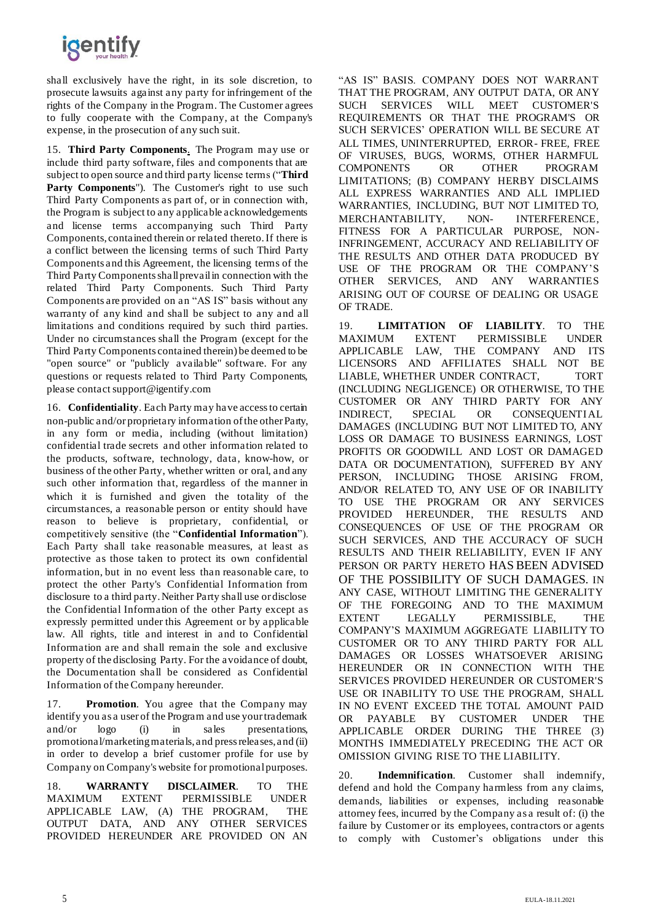shall exclusively have the right, in its sole discretion, to prosecute lawsuits against any party for infringement of the rights of the Company in the Program. The Customer agrees to fully cooperate with the Company, at the Company's expense, in the prosecution of any such suit.

15. **Third Party Components**. The Program may use or include third party software, files and components that are subject to open source and third party license terms ("**Third Party Components**"). The Customer's right to use such Third Party Components as part of, or in connection with, the Program is subject to any applicable acknowledgements and license terms accompanying such Third Party Components, contained therein or related thereto. If there is a conflict between the licensing terms of such Third Party Components and this Agreement, the licensing terms of the Third Party Components shall prevail in connection with the related Third Party Components. Such Third Party Components are provided on an "AS IS" basis without any warranty of any kind and shall be subject to any and all limitations and conditions required by such third parties. Under no circumstances shall the Program (except for the Third Party Components contained therein) be deemed to be "open source" or "publicly available" software. For any questions or requests related to Third Party Components, please contact support@igentify.com

16. **Confidentiality**. Each Party may have access to certain non-public and/or proprietary information of the other Party, in any form or media, including (without limitation) confidential trade secrets and other information related to the products, software, technology, data, know-how, or business of the other Party, whether written or oral, and any such other information that, regardless of the manner in which it is furnished and given the totality of the circumstances, a reasonable person or entity should have reason to believe is proprietary, confidential, or competitively sensitive (the "**Confidential Information**"). Each Party shall take reasonable measures, at least as protective as those taken to protect its own confidential information, but in no event less than reasonable care, to protect the other Party's Confidential Information from disclosure to a third party. Neither Party shall use or disclose the Confidential Information of the other Party except as expressly permitted under this Agreement or by applicable law. All rights, title and interest in and to Confidential Information are and shall remain the sole and exclusive property of the disclosing Party. For the avoidance of doubt, the Documentation shall be considered as Confidential Information of the Company hereunder.

17. **Promotion**. You agree that the Company may identify you as a user of the Program and use your trademark and/or logo (i) in sales presentations, promotional/marketing materials, and press releases, and (ii) in order to develop a brief customer profile for use by Company on Company's website for promotional purposes.

18. **WARRANTY DISCLAIMER**. TO THE MAXIMUM EXTENT PERMISSIBLE UNDER APPLICABLE LAW, (A) THE PROGRAM, THE OUTPUT DATA, AND ANY OTHER SERVICES PROVIDED HEREUNDER ARE PROVIDED ON AN "AS IS" BASIS. COMPANY DOES NOT WARRANT THAT THE PROGRAM, ANY OUTPUT DATA, OR ANY SUCH SERVICES WILL MEET CUSTOMER'S REQUIREMENTS OR THAT THE PROGRAM'S OR SUCH SERVICES' OPERATION WILL BE SECURE AT ALL TIMES, UNINTERRUPTED, ERROR- FREE, FREE OF VIRUSES, BUGS, WORMS, OTHER HARMFUL COMPONENTS OR OTHER PROGRAM LIMITATIONS; (B) COMPANY HERBY DISCLAIMS ALL EXPRESS WARRANTIES AND ALL IMPLIED WARRANTIES, INCLUDING, BUT NOT LIMITED TO, MERCHANTABILITY, NON- INTERFERENCE, FITNESS FOR A PARTICULAR PURPOSE, NON-INFRINGEMENT, ACCURACY AND RELIABILITY OF THE RESULTS AND OTHER DATA PRODUCED BY USE OF THE PROGRAM OR THE COMPANY'S OTHER SERVICES, AND ANY WARRANTIES ARISING OUT OF COURSE OF DEALING OR USAGE OF TRADE.

19. **LIMITATION OF LIABILITY**. TO THE MAXIMUM EXTENT PERMISSIBLE UNDER APPLICABLE LAW, THE COMPANY AND ITS LICENSORS AND AFFILIATES SHALL NOT BE LIABLE, WHETHER UNDER CONTRACT, TORT (INCLUDING NEGLIGENCE) OR OTHERWISE, TO THE CUSTOMER OR ANY THIRD PARTY FOR ANY INDIRECT, SPECIAL OR CONSEQUENTIAL DAMAGES (INCLUDING BUT NOT LIMITED TO, ANY LOSS OR DAMAGE TO BUSINESS EARNINGS, LOST PROFITS OR GOODWILL AND LOST OR DAMAGED DATA OR DOCUMENTATION), SUFFERED BY ANY PERSON, INCLUDING THOSE ARISING FROM, AND/OR RELATED TO, ANY USE OF OR INABILITY TO USE THE PROGRAM OR ANY SERVICES PROVIDED HEREUNDER, THE RESULTS AND CONSEQUENCES OF USE OF THE PROGRAM OR SUCH SERVICES, AND THE ACCURACY OF SUCH RESULTS AND THEIR RELIABILITY, EVEN IF ANY PERSON OR PARTY HERETO HAS BEEN ADVISED OF THE POSSIBILITY OF SUCH DAMAGES. IN ANY CASE, WITHOUT LIMITING THE GENERALITY OF THE FOREGOING AND TO THE MAXIMUM EXTENT LEGALLY PERMISSIBLE, THE COMPANY'S MAXIMUM AGGREGATE LIABILITY TO CUSTOMER OR TO ANY THIRD PARTY FOR ALL DAMAGES OR LOSSES WHATSOEVER ARISING HEREUNDER OR IN CONNECTION WITH THE SERVICES PROVIDED HEREUNDER OR CUSTOMER'S USE OR INABILITY TO USE THE PROGRAM, SHALL IN NO EVENT EXCEED THE TOTAL AMOUNT PAID OR PAYABLE BY CUSTOMER UNDER THE APPLICABLE ORDER DURING THE THREE (3) MONTHS IMMEDIATELY PRECEDING THE ACT OR OMISSION GIVING RISE TO THE LIABILITY.

20. **Indemnification**. Customer shall indemnify, defend and hold the Company harmless from any claims, demands, liabilities or expenses, including reasonable attorney fees, incurred by the Company as a result of: (i) the failure by Customer or its employees, contractors or agents to comply with Customer's obligations under this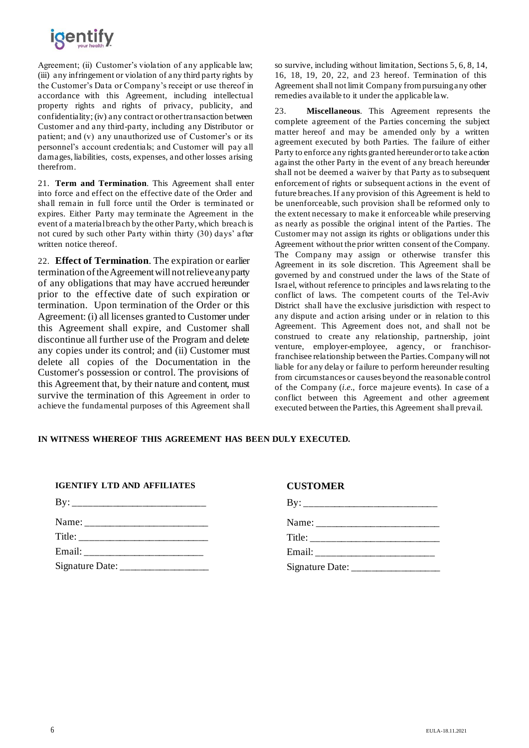Agreement; (ii) Customer's violation of any applicable law; (iii) any infringement or violation of any third party rights by the Customer's Data or Company's receipt or use thereof in accordance with this Agreement, including intellectual property rights and rights of privacy, publicity, and confidentiality; (iv) any contract or other transaction between Customer and any third-party, including any Distributor or patient; and (v) any unauthorized use of Customer's or its personnel's account credentials; and Customer will pay all damages, liabilities, costs, expenses, and other losses arising therefrom.

21. **Term and Termination**. This Agreement shall enter into force and effect on the effective date of the Order and shall remain in full force until the Order is terminated or expires. Either Party may terminate the Agreement in the event of a material breach by the other Party, which breach is not cured by such other Party within thirty (30) days' after written notice thereof.

22. **Effect of Termination**. The expiration or earlier termination of the Agreement will not relieve any party of any obligations that may have accrued hereunder prior to the effective date of such expiration or termination. Upon termination of the Order or this Agreement: (i) all licenses granted to Customer under this Agreement shall expire, and Customer shall discontinue all further use of the Program and delete any copies under its control; and (ii) Customer must delete all copies of the Documentation in the Customer's possession or control. The provisions of this Agreement that, by their nature and content, must survive the termination of this Agreement in order to achieve the fundamental purposes of this Agreement shall so survive, including without limitation, Sections 5, 6, 8, 14, 16, 18, 19, 20, 22, and 23 hereof. Termination of this Agreement shall not limit Company from pursuing any other remedies available to it under the applicable law.

23. **Miscellaneous**. This Agreement represents the complete agreement of the Parties concerning the subject matter hereof and may be amended only by a written agreement executed by both Parties. The failure of either Party to enforce any rights granted hereunder or to take action against the other Party in the event of any breach hereunder shall not be deemed a waiver by that Party as to subsequent enforcement of rights or subsequent actions in the event of future breaches. If any provision of this Agreement is held to be unenforceable, such provision shall be reformed only to the extent necessary to make it enforceable while preserving as nearly as possible the original intent of the Parties. The Customer may not assign its rights or obligations under this Agreement without the prior written consent of the Company. The Company may assign or otherwise transfer this Agreement in its sole discretion. This Agreement shall be governed by and construed under the laws of the State of Israel, without reference to principles and laws relating to the conflict of laws. The competent courts of the Tel-Aviv District shall have the exclusive jurisdiction with respect to any dispute and action arising under or in relation to this Agreement. This Agreement does not, and shall not be construed to create any relationship, partnership, joint venture, employer-employee, agency, or franchisor-franchisee relationship between the Parties. Company will not liable for any delay or failure to perform hereunder resulting from circumstances or causes beyond the reasonable control of the Company (*i.e.*, force majeure events). In case of a conflict between this Agreement and other agreement executed between the Parties, this Agreement shall prevail.

**IN WITNESS WHEREOF THIS AGREEMENT HAS BEEN DULY EXECUTED.**

**IGENTIFY LTD AND AFFILIATES**

By: ___________________________

Name: _________________________

Title: __________________________

Email: ________________________

Signature Date: _________________

**CUSTOMER**

By: ___________________________

Name: _________________________

Title: __________________________

Email: ________________________

Signature Date: _________________